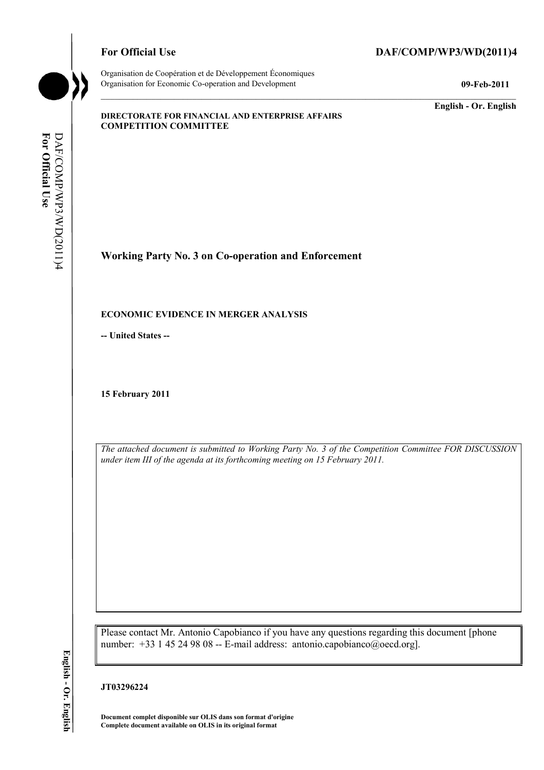**For Official Use** **DAF/COMP/WP3/WD(2011)4**

Organisation de Coopération et de Développement Économiques
Organisation for Economic Co-operation and Development **09-Feb-2011**

**English - Or. English**

**DIRECTORATE FOR FINANCIAL AND ENTERPRISE AFFAIRS**
**COMPETITION COMMITTEE**

# Working Party No. 3 on Co-operation and Enforcement

## ECONOMIC EVIDENCE IN MERGER ANALYSIS

**-- United States --**

**15 February 2011**

*The attached document is submitted to Working Party No. 3 of the Competition Committee FOR DISCUSSION under item III of the agenda at its forthcoming meeting on 15 February 2011.*

Please contact Mr. Antonio Capobianco if you have any questions regarding this document [phone number: +33 1 45 24 98 08 -- E-mail address: antonio.capobianco@oecd.org].

**JT03296224**

**Document complet disponible sur OLIS dans son format d'origine**
**Complete document available on OLIS in its original format**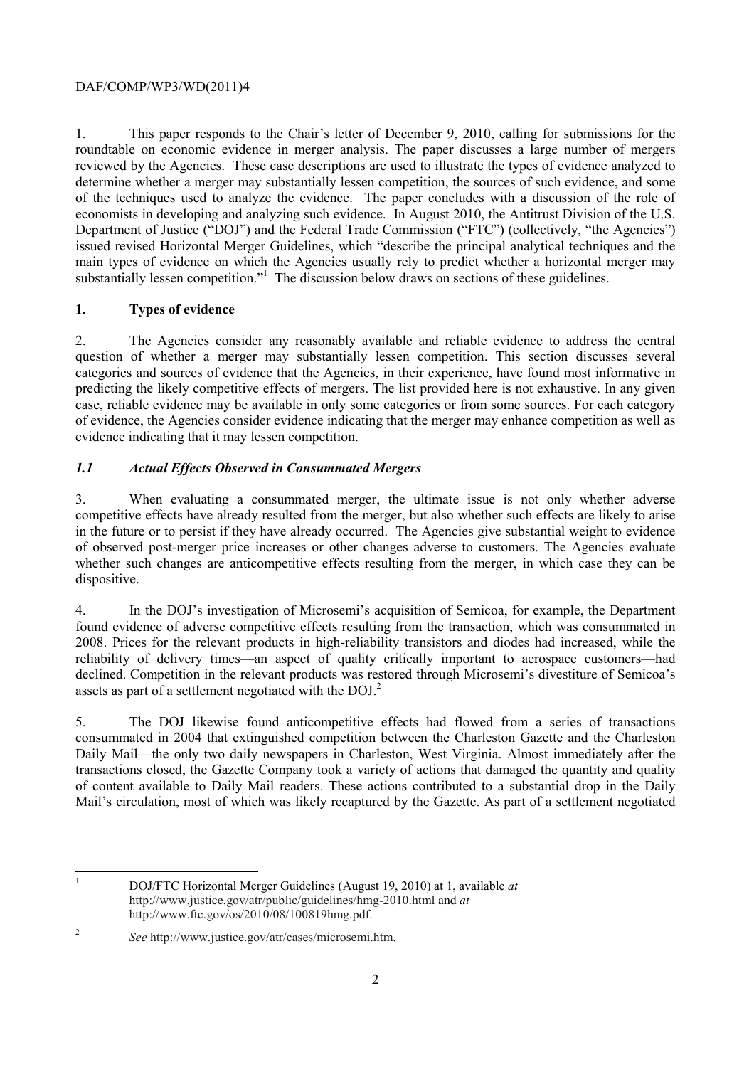1. This paper responds to the Chair's letter of December 9, 2010, calling for submissions for the roundtable on economic evidence in merger analysis. The paper discusses a large number of mergers reviewed by the Agencies. These case descriptions are used to illustrate the types of evidence analyzed to determine whether a merger may substantially lessen competition, the sources of such evidence, and some of the techniques used to analyze the evidence. The paper concludes with a discussion of the role of economists in developing and analyzing such evidence. In August 2010, the Antitrust Division of the U.S. Department of Justice ("DOJ") and the Federal Trade Commission ("FTC") (collectively, "the Agencies") issued revised Horizontal Merger Guidelines, which "describe the principal analytical techniques and the main types of evidence on which the Agencies usually rely to predict whether a horizontal merger may substantially lessen competition."[1] The discussion below draws on sections of these guidelines.

## 1. Types of evidence

2. The Agencies consider any reasonably available and reliable evidence to address the central question of whether a merger may substantially lessen competition. This section discusses several categories and sources of evidence that the Agencies, in their experience, have found most informative in predicting the likely competitive effects of mergers. The list provided here is not exhaustive. In any given case, reliable evidence may be available in only some categories or from some sources. For each category of evidence, the Agencies consider evidence indicating that the merger may enhance competition as well as evidence indicating that it may lessen competition.

### *1.1 Actual Effects Observed in Consummated Mergers*

3. When evaluating a consummated merger, the ultimate issue is not only whether adverse competitive effects have already resulted from the merger, but also whether such effects are likely to arise in the future or to persist if they have already occurred. The Agencies give substantial weight to evidence of observed post-merger price increases or other changes adverse to customers. The Agencies evaluate whether such changes are anticompetitive effects resulting from the merger, in which case they can be dispositive.

4. In the DOJ's investigation of Microsemi's acquisition of Semicoa, for example, the Department found evidence of adverse competitive effects resulting from the transaction, which was consummated in 2008. Prices for the relevant products in high-reliability transistors and diodes had increased, while the reliability of delivery times—an aspect of quality critically important to aerospace customers—had declined. Competition in the relevant products was restored through Microsemi's divestiture of Semicoa's assets as part of a settlement negotiated with the DOJ.[2]

5. The DOJ likewise found anticompetitive effects had flowed from a series of transactions consummated in 2004 that extinguished competition between the Charleston Gazette and the Charleston Daily Mail—the only two daily newspapers in Charleston, West Virginia. Almost immediately after the transactions closed, the Gazette Company took a variety of actions that damaged the quantity and quality of content available to Daily Mail readers. These actions contributed to a substantial drop in the Daily Mail's circulation, most of which was likely recaptured by the Gazette. As part of a settlement negotiated

---

[1] DOJ/FTC Horizontal Merger Guidelines (August 19, 2010) at 1, available *at* http://www.justice.gov/atr/public/guidelines/hmg-2010.html and *at* http://www.ftc.gov/os/2010/08/100819hmg.pdf.

[2] *See* http://www.justice.gov/atr/cases/microsemi.htm.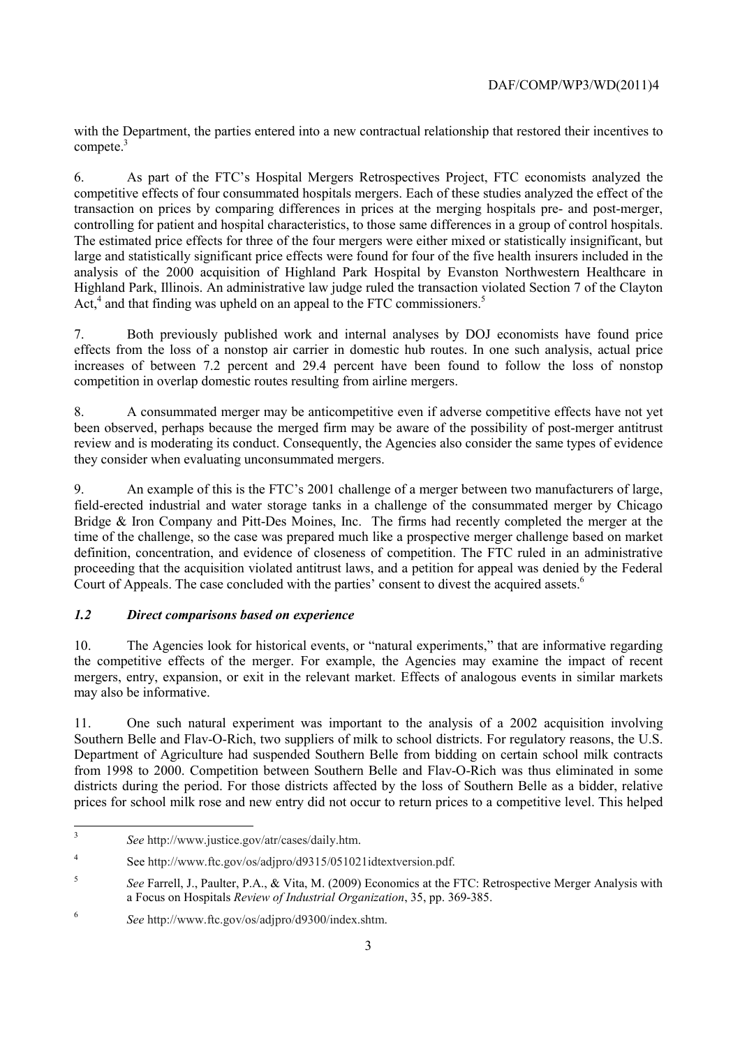with the Department, the parties entered into a new contractual relationship that restored their incentives to compete.[3]

6. As part of the FTC's Hospital Mergers Retrospectives Project, FTC economists analyzed the competitive effects of four consummated hospitals mergers. Each of these studies analyzed the effect of the transaction on prices by comparing differences in prices at the merging hospitals pre- and post-merger, controlling for patient and hospital characteristics, to those same differences in a group of control hospitals. The estimated price effects for three of the four mergers were either mixed or statistically insignificant, but large and statistically significant price effects were found for four of the five health insurers included in the analysis of the 2000 acquisition of Highland Park Hospital by Evanston Northwestern Healthcare in Highland Park, Illinois. An administrative law judge ruled the transaction violated Section 7 of the Clayton Act,[4] and that finding was upheld on an appeal to the FTC commissioners.[5]

7. Both previously published work and internal analyses by DOJ economists have found price effects from the loss of a nonstop air carrier in domestic hub routes. In one such analysis, actual price increases of between 7.2 percent and 29.4 percent have been found to follow the loss of nonstop competition in overlap domestic routes resulting from airline mergers.

8. A consummated merger may be anticompetitive even if adverse competitive effects have not yet been observed, perhaps because the merged firm may be aware of the possibility of post-merger antitrust review and is moderating its conduct. Consequently, the Agencies also consider the same types of evidence they consider when evaluating unconsummated mergers.

9. An example of this is the FTC's 2001 challenge of a merger between two manufacturers of large, field-erected industrial and water storage tanks in a challenge of the consummated merger by Chicago Bridge & Iron Company and Pitt-Des Moines, Inc. The firms had recently completed the merger at the time of the challenge, so the case was prepared much like a prospective merger challenge based on market definition, concentration, and evidence of closeness of competition. The FTC ruled in an administrative proceeding that the acquisition violated antitrust laws, and a petition for appeal was denied by the Federal Court of Appeals. The case concluded with the parties' consent to divest the acquired assets.[6]

### *1.2 Direct comparisons based on experience*

10. The Agencies look for historical events, or "natural experiments," that are informative regarding the competitive effects of the merger. For example, the Agencies may examine the impact of recent mergers, entry, expansion, or exit in the relevant market. Effects of analogous events in similar markets may also be informative.

11. One such natural experiment was important to the analysis of a 2002 acquisition involving Southern Belle and Flav-O-Rich, two suppliers of milk to school districts. For regulatory reasons, the U.S. Department of Agriculture had suspended Southern Belle from bidding on certain school milk contracts from 1998 to 2000. Competition between Southern Belle and Flav-O-Rich was thus eliminated in some districts during the period. For those districts affected by the loss of Southern Belle as a bidder, relative prices for school milk rose and new entry did not occur to return prices to a competitive level. This helped

---

[3] *See* http://www.justice.gov/atr/cases/daily.htm.

[4] See http://www.ftc.gov/os/adjpro/d9315/051021idtextversion.pdf.

[5] *See* Farrell, J., Paulter, P.A., & Vita, M. (2009) Economics at the FTC: Retrospective Merger Analysis with a Focus on Hospitals *Review of Industrial Organization*, 35, pp. 369-385.

[6] *See* http://www.ftc.gov/os/adjpro/d9300/index.shtm.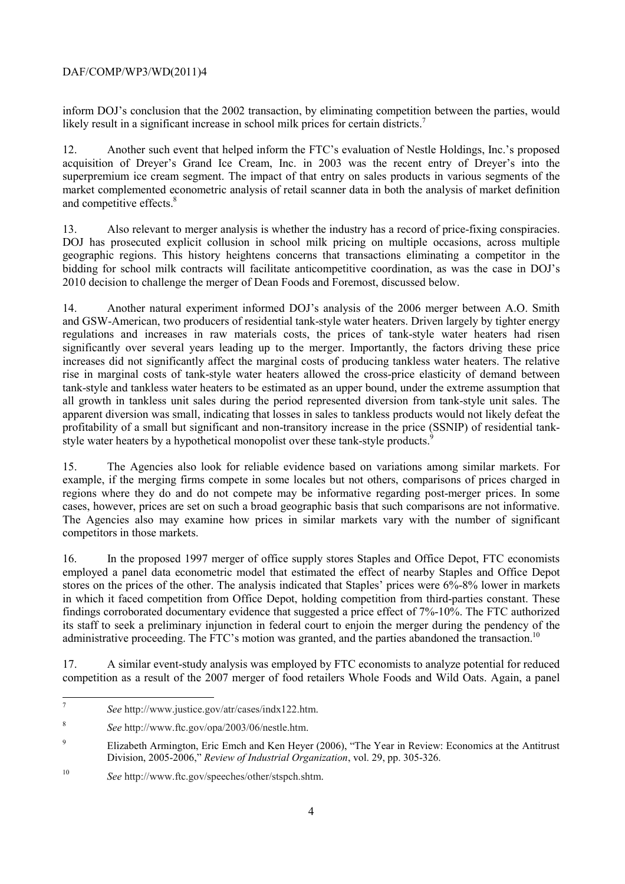inform DOJ's conclusion that the 2002 transaction, by eliminating competition between the parties, would likely result in a significant increase in school milk prices for certain districts.[7]

12. Another such event that helped inform the FTC's evaluation of Nestle Holdings, Inc.'s proposed acquisition of Dreyer's Grand Ice Cream, Inc. in 2003 was the recent entry of Dreyer's into the superpremium ice cream segment. The impact of that entry on sales products in various segments of the market complemented econometric analysis of retail scanner data in both the analysis of market definition and competitive effects.[8]

13. Also relevant to merger analysis is whether the industry has a record of price-fixing conspiracies. DOJ has prosecuted explicit collusion in school milk pricing on multiple occasions, across multiple geographic regions. This history heightens concerns that transactions eliminating a competitor in the bidding for school milk contracts will facilitate anticompetitive coordination, as was the case in DOJ's 2010 decision to challenge the merger of Dean Foods and Foremost, discussed below.

14. Another natural experiment informed DOJ's analysis of the 2006 merger between A.O. Smith and GSW-American, two producers of residential tank-style water heaters. Driven largely by tighter energy regulations and increases in raw materials costs, the prices of tank-style water heaters had risen significantly over several years leading up to the merger. Importantly, the factors driving these price increases did not significantly affect the marginal costs of producing tankless water heaters. The relative rise in marginal costs of tank-style water heaters allowed the cross-price elasticity of demand between tank-style and tankless water heaters to be estimated as an upper bound, under the extreme assumption that all growth in tankless unit sales during the period represented diversion from tank-style unit sales. The apparent diversion was small, indicating that losses in sales to tankless products would not likely defeat the profitability of a small but significant and non-transitory increase in the price (SSNIP) of residential tank-style water heaters by a hypothetical monopolist over these tank-style products.[9]

15. The Agencies also look for reliable evidence based on variations among similar markets. For example, if the merging firms compete in some locales but not others, comparisons of prices charged in regions where they do and do not compete may be informative regarding post-merger prices. In some cases, however, prices are set on such a broad geographic basis that such comparisons are not informative. The Agencies also may examine how prices in similar markets vary with the number of significant competitors in those markets.

16. In the proposed 1997 merger of office supply stores Staples and Office Depot, FTC economists employed a panel data econometric model that estimated the effect of nearby Staples and Office Depot stores on the prices of the other. The analysis indicated that Staples' prices were 6%-8% lower in markets in which it faced competition from Office Depot, holding competition from third-parties constant. These findings corroborated documentary evidence that suggested a price effect of 7%-10%. The FTC authorized its staff to seek a preliminary injunction in federal court to enjoin the merger during the pendency of the administrative proceeding. The FTC's motion was granted, and the parties abandoned the transaction.[10]

17. A similar event-study analysis was employed by FTC economists to analyze potential for reduced competition as a result of the 2007 merger of food retailers Whole Foods and Wild Oats. Again, a panel

---

[7] *See* http://www.justice.gov/atr/cases/indx122.htm.

[8] *See* http://www.ftc.gov/opa/2003/06/nestle.htm.

[9] Elizabeth Armington, Eric Emch and Ken Heyer (2006), "The Year in Review: Economics at the Antitrust Division, 2005-2006," *Review of Industrial Organization*, vol. 29, pp. 305-326.

[10] *See* http://www.ftc.gov/speeches/other/stspch.shtm.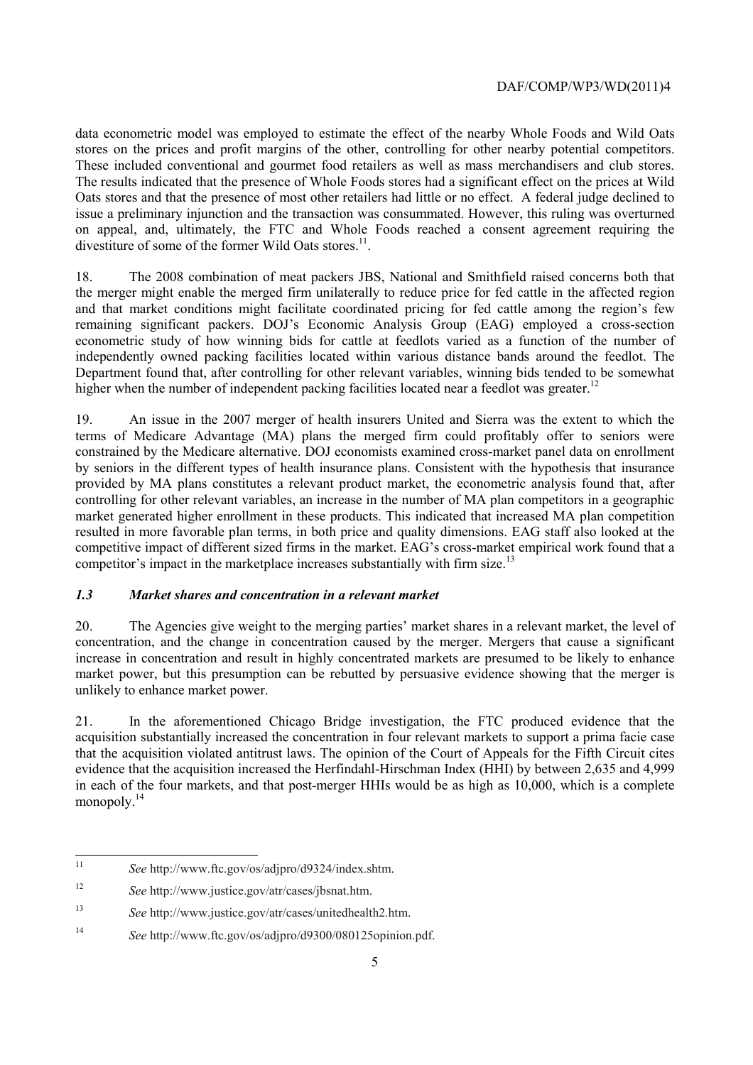data econometric model was employed to estimate the effect of the nearby Whole Foods and Wild Oats stores on the prices and profit margins of the other, controlling for other nearby potential competitors. These included conventional and gourmet food retailers as well as mass merchandisers and club stores. The results indicated that the presence of Whole Foods stores had a significant effect on the prices at Wild Oats stores and that the presence of most other retailers had little or no effect. A federal judge declined to issue a preliminary injunction and the transaction was consummated. However, this ruling was overturned on appeal, and, ultimately, the FTC and Whole Foods reached a consent agreement requiring the divestiture of some of the former Wild Oats stores.[11].

18. The 2008 combination of meat packers JBS, National and Smithfield raised concerns both that the merger might enable the merged firm unilaterally to reduce price for fed cattle in the affected region and that market conditions might facilitate coordinated pricing for fed cattle among the region's few remaining significant packers. DOJ's Economic Analysis Group (EAG) employed a cross-section econometric study of how winning bids for cattle at feedlots varied as a function of the number of independently owned packing facilities located within various distance bands around the feedlot. The Department found that, after controlling for other relevant variables, winning bids tended to be somewhat higher when the number of independent packing facilities located near a feedlot was greater.[12]

19. An issue in the 2007 merger of health insurers United and Sierra was the extent to which the terms of Medicare Advantage (MA) plans the merged firm could profitably offer to seniors were constrained by the Medicare alternative. DOJ economists examined cross-market panel data on enrollment by seniors in the different types of health insurance plans. Consistent with the hypothesis that insurance provided by MA plans constitutes a relevant product market, the econometric analysis found that, after controlling for other relevant variables, an increase in the number of MA plan competitors in a geographic market generated higher enrollment in these products. This indicated that increased MA plan competition resulted in more favorable plan terms, in both price and quality dimensions. EAG staff also looked at the competitive impact of different sized firms in the market. EAG's cross-market empirical work found that a competitor's impact in the marketplace increases substantially with firm size.[13]

### *1.3 Market shares and concentration in a relevant market*

20. The Agencies give weight to the merging parties' market shares in a relevant market, the level of concentration, and the change in concentration caused by the merger. Mergers that cause a significant increase in concentration and result in highly concentrated markets are presumed to be likely to enhance market power, but this presumption can be rebutted by persuasive evidence showing that the merger is unlikely to enhance market power.

21. In the aforementioned Chicago Bridge investigation, the FTC produced evidence that the acquisition substantially increased the concentration in four relevant markets to support a prima facie case that the acquisition violated antitrust laws. The opinion of the Court of Appeals for the Fifth Circuit cites evidence that the acquisition increased the Herfindahl-Hirschman Index (HHI) by between 2,635 and 4,999 in each of the four markets, and that post-merger HHIs would be as high as 10,000, which is a complete monopoly.[14]

---

[11] *See* http://www.ftc.gov/os/adjpro/d9324/index.shtm.

[12] *See* http://www.justice.gov/atr/cases/jbsnat.htm.

[13] *See* http://www.justice.gov/atr/cases/unitedhealth2.htm.

[14] *See* http://www.ftc.gov/os/adjpro/d9300/080125opinion.pdf.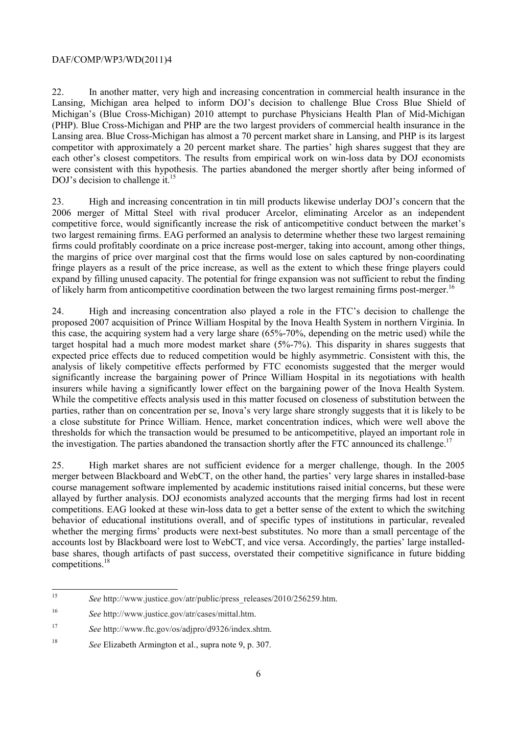22. In another matter, very high and increasing concentration in commercial health insurance in the Lansing, Michigan area helped to inform DOJ's decision to challenge Blue Cross Blue Shield of Michigan's (Blue Cross-Michigan) 2010 attempt to purchase Physicians Health Plan of Mid-Michigan (PHP). Blue Cross-Michigan and PHP are the two largest providers of commercial health insurance in the Lansing area. Blue Cross-Michigan has almost a 70 percent market share in Lansing, and PHP is its largest competitor with approximately a 20 percent market share. The parties' high shares suggest that they are each other's closest competitors. The results from empirical work on win-loss data by DOJ economists were consistent with this hypothesis. The parties abandoned the merger shortly after being informed of DOJ's decision to challenge it.[15]

23. High and increasing concentration in tin mill products likewise underlay DOJ's concern that the 2006 merger of Mittal Steel with rival producer Arcelor, eliminating Arcelor as an independent competitive force, would significantly increase the risk of anticompetitive conduct between the market's two largest remaining firms. EAG performed an analysis to determine whether these two largest remaining firms could profitably coordinate on a price increase post-merger, taking into account, among other things, the margins of price over marginal cost that the firms would lose on sales captured by non-coordinating fringe players as a result of the price increase, as well as the extent to which these fringe players could expand by filling unused capacity. The potential for fringe expansion was not sufficient to rebut the finding of likely harm from anticompetitive coordination between the two largest remaining firms post-merger.[16]

24. High and increasing concentration also played a role in the FTC's decision to challenge the proposed 2007 acquisition of Prince William Hospital by the Inova Health System in northern Virginia. In this case, the acquiring system had a very large share (65%-70%, depending on the metric used) while the target hospital had a much more modest market share (5%-7%). This disparity in shares suggests that expected price effects due to reduced competition would be highly asymmetric. Consistent with this, the analysis of likely competitive effects performed by FTC economists suggested that the merger would significantly increase the bargaining power of Prince William Hospital in its negotiations with health insurers while having a significantly lower effect on the bargaining power of the Inova Health System. While the competitive effects analysis used in this matter focused on closeness of substitution between the parties, rather than on concentration per se, Inova's very large share strongly suggests that it is likely to be a close substitute for Prince William. Hence, market concentration indices, which were well above the thresholds for which the transaction would be presumed to be anticompetitive, played an important role in the investigation. The parties abandoned the transaction shortly after the FTC announced its challenge.[17]

25. High market shares are not sufficient evidence for a merger challenge, though. In the 2005 merger between Blackboard and WebCT, on the other hand, the parties' very large shares in installed-base course management software implemented by academic institutions raised initial concerns, but these were allayed by further analysis. DOJ economists analyzed accounts that the merging firms had lost in recent competitions. EAG looked at these win-loss data to get a better sense of the extent to which the switching behavior of educational institutions overall, and of specific types of institutions in particular, revealed whether the merging firms' products were next-best substitutes. No more than a small percentage of the accounts lost by Blackboard were lost to WebCT, and vice versa. Accordingly, the parties' large installed-base shares, though artifacts of past success, overstated their competitive significance in future bidding competitions.[18]

---

[15] *See* http://www.justice.gov/atr/public/press_releases/2010/256259.htm.

[16] *See* http://www.justice.gov/atr/cases/mittal.htm.

[17] *See* http://www.ftc.gov/os/adjpro/d9326/index.shtm.

[18] *See* Elizabeth Armington et al., supra note 9, p. 307.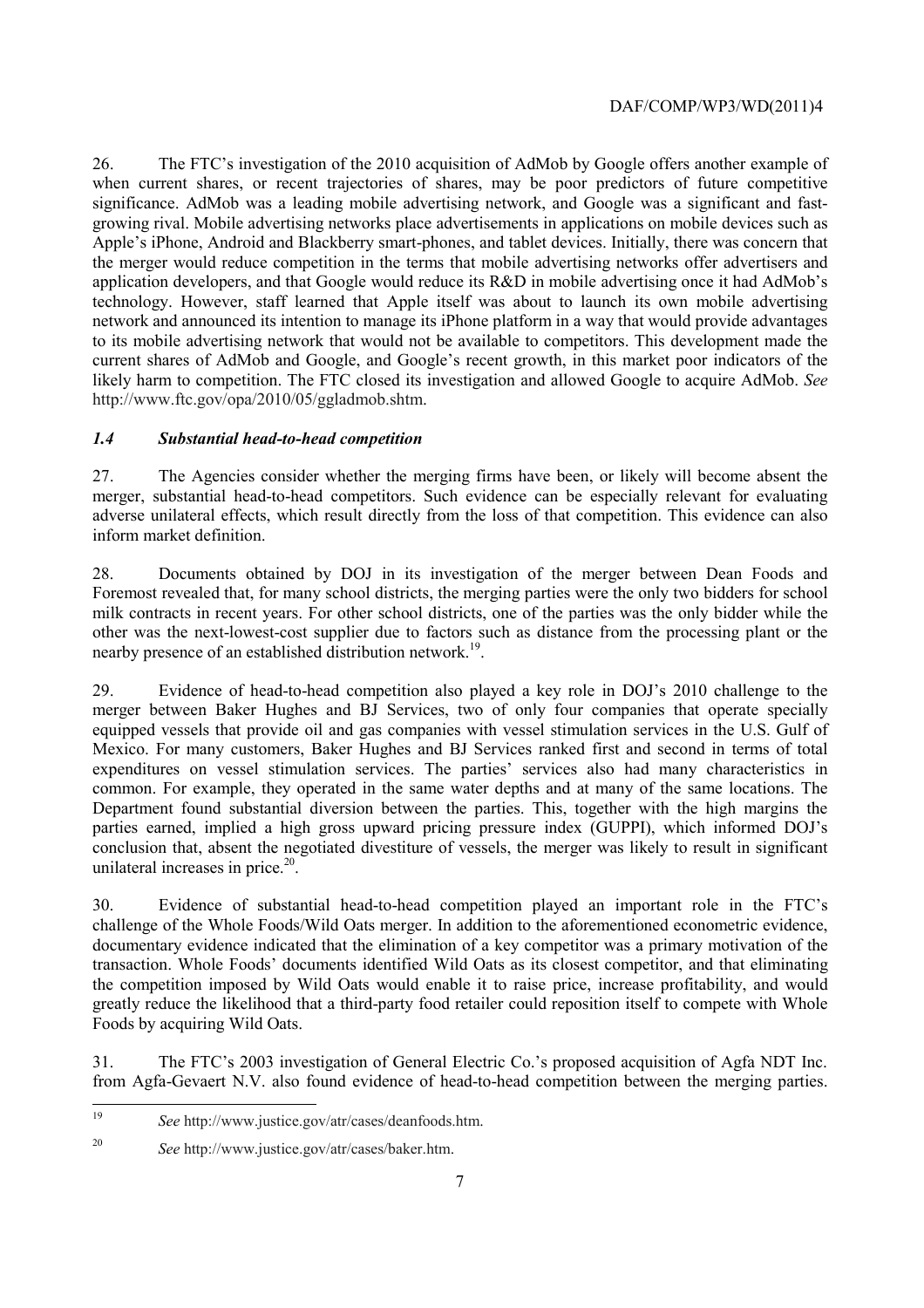26. The FTC's investigation of the 2010 acquisition of AdMob by Google offers another example of when current shares, or recent trajectories of shares, may be poor predictors of future competitive significance. AdMob was a leading mobile advertising network, and Google was a significant and fast-growing rival. Mobile advertising networks place advertisements in applications on mobile devices such as Apple's iPhone, Android and Blackberry smart-phones, and tablet devices. Initially, there was concern that the merger would reduce competition in the terms that mobile advertising networks offer advertisers and application developers, and that Google would reduce its R&D in mobile advertising once it had AdMob's technology. However, staff learned that Apple itself was about to launch its own mobile advertising network and announced its intention to manage its iPhone platform in a way that would provide advantages to its mobile advertising network that would not be available to competitors. This development made the current shares of AdMob and Google, and Google's recent growth, in this market poor indicators of the likely harm to competition. The FTC closed its investigation and allowed Google to acquire AdMob. *See* http://www.ftc.gov/opa/2010/05/ggladmob.shtm.

### *1.4 Substantial head-to-head competition*

27. The Agencies consider whether the merging firms have been, or likely will become absent the merger, substantial head-to-head competitors. Such evidence can be especially relevant for evaluating adverse unilateral effects, which result directly from the loss of that competition. This evidence can also inform market definition.

28. Documents obtained by DOJ in its investigation of the merger between Dean Foods and Foremost revealed that, for many school districts, the merging parties were the only two bidders for school milk contracts in recent years. For other school districts, one of the parties was the only bidder while the other was the next-lowest-cost supplier due to factors such as distance from the processing plant or the nearby presence of an established distribution network.[19].

29. Evidence of head-to-head competition also played a key role in DOJ's 2010 challenge to the merger between Baker Hughes and BJ Services, two of only four companies that operate specially equipped vessels that provide oil and gas companies with vessel stimulation services in the U.S. Gulf of Mexico. For many customers, Baker Hughes and BJ Services ranked first and second in terms of total expenditures on vessel stimulation services. The parties' services also had many characteristics in common. For example, they operated in the same water depths and at many of the same locations. The Department found substantial diversion between the parties. This, together with the high margins the parties earned, implied a high gross upward pricing pressure index (GUPPI), which informed DOJ's conclusion that, absent the negotiated divestiture of vessels, the merger was likely to result in significant unilateral increases in price.[20].

30. Evidence of substantial head-to-head competition played an important role in the FTC's challenge of the Whole Foods/Wild Oats merger. In addition to the aforementioned econometric evidence, documentary evidence indicated that the elimination of a key competitor was a primary motivation of the transaction. Whole Foods' documents identified Wild Oats as its closest competitor, and that eliminating the competition imposed by Wild Oats would enable it to raise price, increase profitability, and would greatly reduce the likelihood that a third-party food retailer could reposition itself to compete with Whole Foods by acquiring Wild Oats.

31. The FTC's 2003 investigation of General Electric Co.'s proposed acquisition of Agfa NDT Inc. from Agfa-Gevaert N.V. also found evidence of head-to-head competition between the merging parties.

---

[19] *See* http://www.justice.gov/atr/cases/deanfoods.htm.

[20] *See* http://www.justice.gov/atr/cases/baker.htm.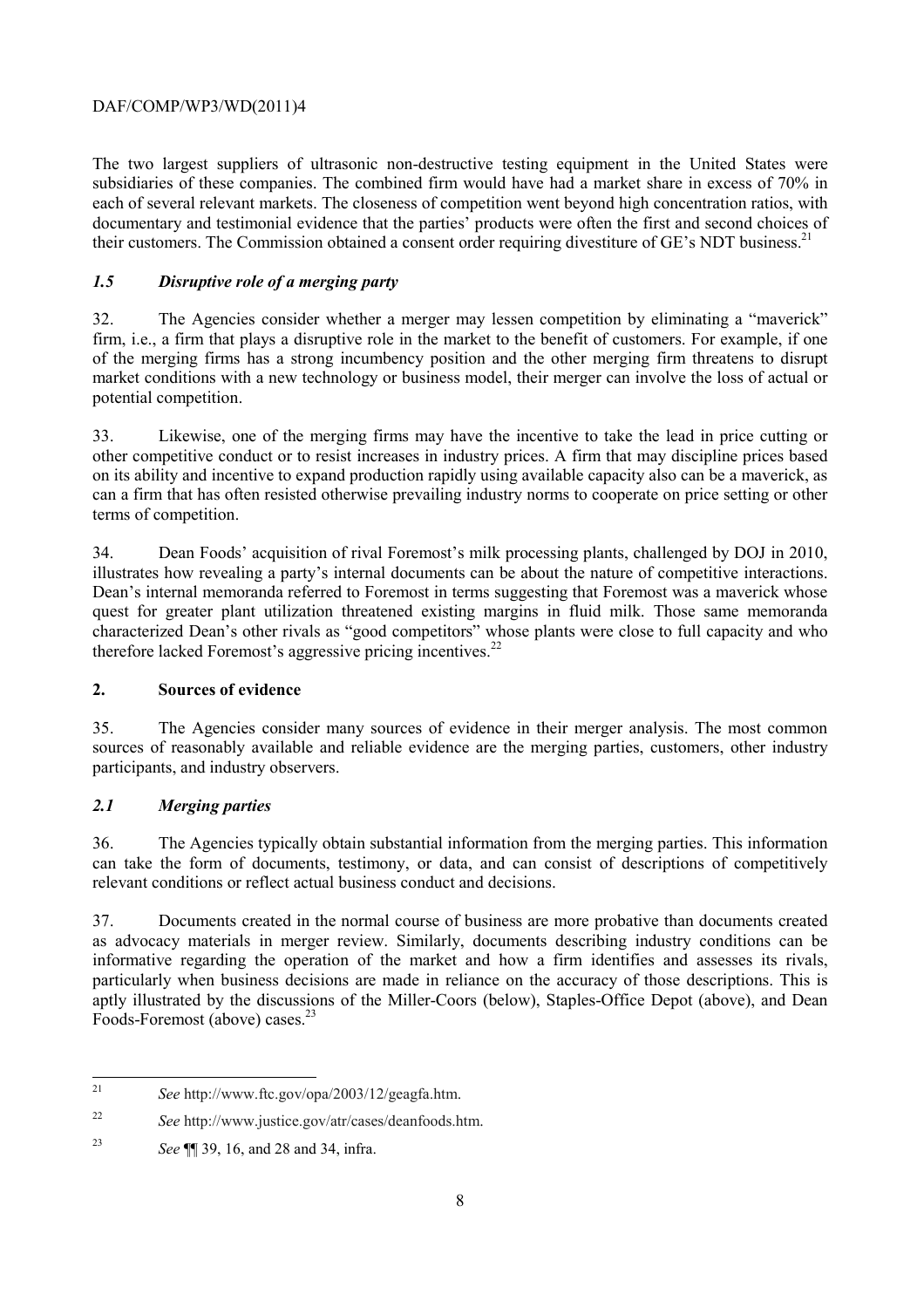The two largest suppliers of ultrasonic non-destructive testing equipment in the United States were subsidiaries of these companies. The combined firm would have had a market share in excess of 70% in each of several relevant markets. The closeness of competition went beyond high concentration ratios, with documentary and testimonial evidence that the parties' products were often the first and second choices of their customers. The Commission obtained a consent order requiring divestiture of GE's NDT business.[21]

### *1.5 Disruptive role of a merging party*

32. The Agencies consider whether a merger may lessen competition by eliminating a "maverick" firm, i.e., a firm that plays a disruptive role in the market to the benefit of customers. For example, if one of the merging firms has a strong incumbency position and the other merging firm threatens to disrupt market conditions with a new technology or business model, their merger can involve the loss of actual or potential competition.

33. Likewise, one of the merging firms may have the incentive to take the lead in price cutting or other competitive conduct or to resist increases in industry prices. A firm that may discipline prices based on its ability and incentive to expand production rapidly using available capacity also can be a maverick, as can a firm that has often resisted otherwise prevailing industry norms to cooperate on price setting or other terms of competition.

34. Dean Foods' acquisition of rival Foremost's milk processing plants, challenged by DOJ in 2010, illustrates how revealing a party's internal documents can be about the nature of competitive interactions. Dean's internal memoranda referred to Foremost in terms suggesting that Foremost was a maverick whose quest for greater plant utilization threatened existing margins in fluid milk. Those same memoranda characterized Dean's other rivals as "good competitors" whose plants were close to full capacity and who therefore lacked Foremost's aggressive pricing incentives.[22]

## 2. Sources of evidence

35. The Agencies consider many sources of evidence in their merger analysis. The most common sources of reasonably available and reliable evidence are the merging parties, customers, other industry participants, and industry observers.

### *2.1 Merging parties*

36. The Agencies typically obtain substantial information from the merging parties. This information can take the form of documents, testimony, or data, and can consist of descriptions of competitively relevant conditions or reflect actual business conduct and decisions.

37. Documents created in the normal course of business are more probative than documents created as advocacy materials in merger review. Similarly, documents describing industry conditions can be informative regarding the operation of the market and how a firm identifies and assesses its rivals, particularly when business decisions are made in reliance on the accuracy of those descriptions. This is aptly illustrated by the discussions of the Miller-Coors (below), Staples-Office Depot (above), and Dean Foods-Foremost (above) cases.[23]

---

[21] *See* http://www.ftc.gov/opa/2003/12/geagfa.htm.

[22] *See* http://www.justice.gov/atr/cases/deanfoods.htm.

[23] *See* ¶¶ 39, 16, and 28 and 34, infra.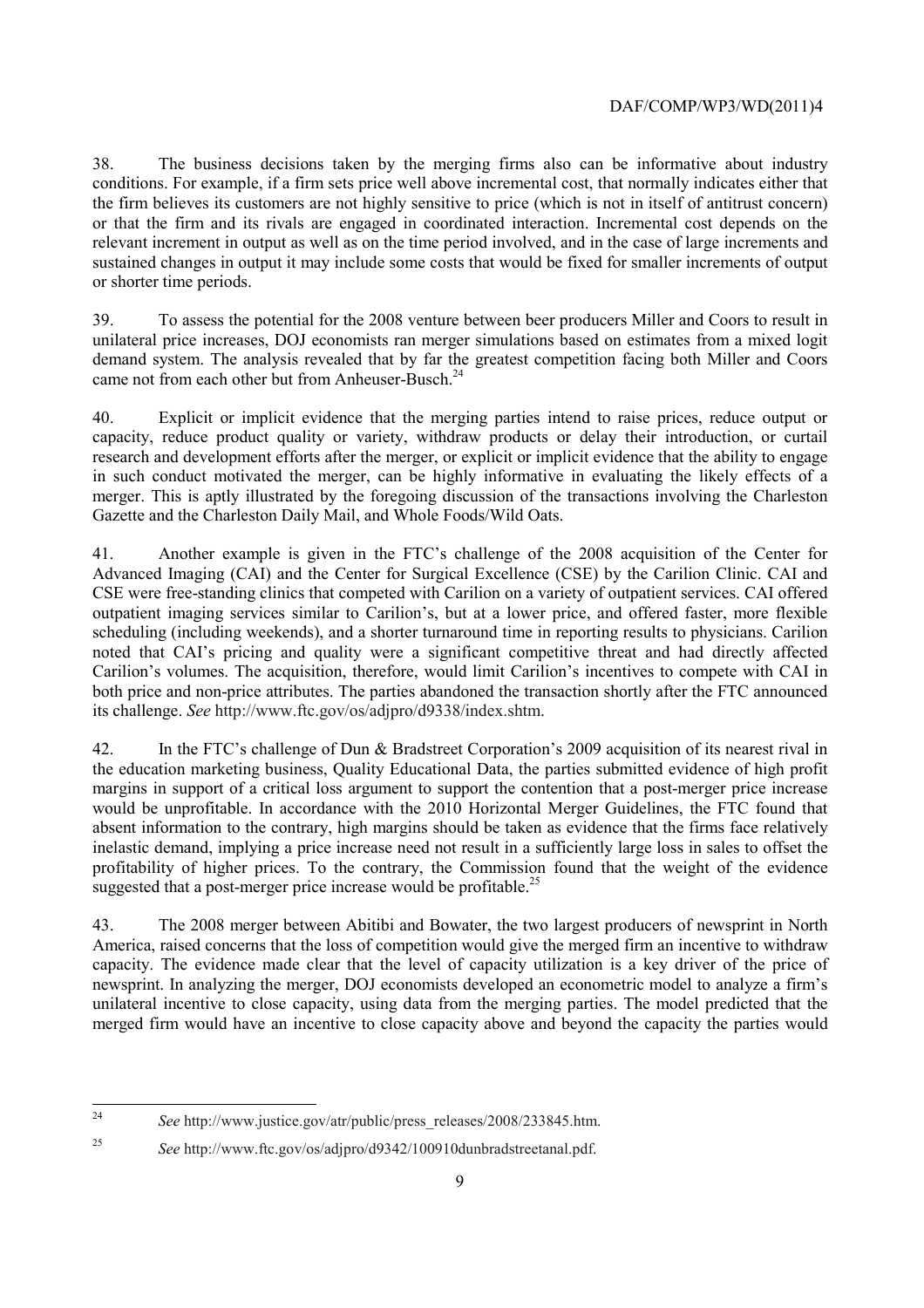38. The business decisions taken by the merging firms also can be informative about industry conditions. For example, if a firm sets price well above incremental cost, that normally indicates either that the firm believes its customers are not highly sensitive to price (which is not in itself of antitrust concern) or that the firm and its rivals are engaged in coordinated interaction. Incremental cost depends on the relevant increment in output as well as on the time period involved, and in the case of large increments and sustained changes in output it may include some costs that would be fixed for smaller increments of output or shorter time periods.

39. To assess the potential for the 2008 venture between beer producers Miller and Coors to result in unilateral price increases, DOJ economists ran merger simulations based on estimates from a mixed logit demand system. The analysis revealed that by far the greatest competition facing both Miller and Coors came not from each other but from Anheuser-Busch.[24]

40. Explicit or implicit evidence that the merging parties intend to raise prices, reduce output or capacity, reduce product quality or variety, withdraw products or delay their introduction, or curtail research and development efforts after the merger, or explicit or implicit evidence that the ability to engage in such conduct motivated the merger, can be highly informative in evaluating the likely effects of a merger. This is aptly illustrated by the foregoing discussion of the transactions involving the Charleston Gazette and the Charleston Daily Mail, and Whole Foods/Wild Oats.

41. Another example is given in the FTC's challenge of the 2008 acquisition of the Center for Advanced Imaging (CAI) and the Center for Surgical Excellence (CSE) by the Carilion Clinic. CAI and CSE were free-standing clinics that competed with Carilion on a variety of outpatient services. CAI offered outpatient imaging services similar to Carilion's, but at a lower price, and offered faster, more flexible scheduling (including weekends), and a shorter turnaround time in reporting results to physicians. Carilion noted that CAI's pricing and quality were a significant competitive threat and had directly affected Carilion's volumes. The acquisition, therefore, would limit Carilion's incentives to compete with CAI in both price and non-price attributes. The parties abandoned the transaction shortly after the FTC announced its challenge. *See* http://www.ftc.gov/os/adjpro/d9338/index.shtm.

42. In the FTC's challenge of Dun & Bradstreet Corporation's 2009 acquisition of its nearest rival in the education marketing business, Quality Educational Data, the parties submitted evidence of high profit margins in support of a critical loss argument to support the contention that a post-merger price increase would be unprofitable. In accordance with the 2010 Horizontal Merger Guidelines, the FTC found that absent information to the contrary, high margins should be taken as evidence that the firms face relatively inelastic demand, implying a price increase need not result in a sufficiently large loss in sales to offset the profitability of higher prices. To the contrary, the Commission found that the weight of the evidence suggested that a post-merger price increase would be profitable.[25]

43. The 2008 merger between Abitibi and Bowater, the two largest producers of newsprint in North America, raised concerns that the loss of competition would give the merged firm an incentive to withdraw capacity. The evidence made clear that the level of capacity utilization is a key driver of the price of newsprint. In analyzing the merger, DOJ economists developed an econometric model to analyze a firm's unilateral incentive to close capacity, using data from the merging parties. The model predicted that the merged firm would have an incentive to close capacity above and beyond the capacity the parties would

---

[24] *See* http://www.justice.gov/atr/public/press_releases/2008/233845.htm.

[25] *See* http://www.ftc.gov/os/adjpro/d9342/100910dunbradstreetanal.pdf.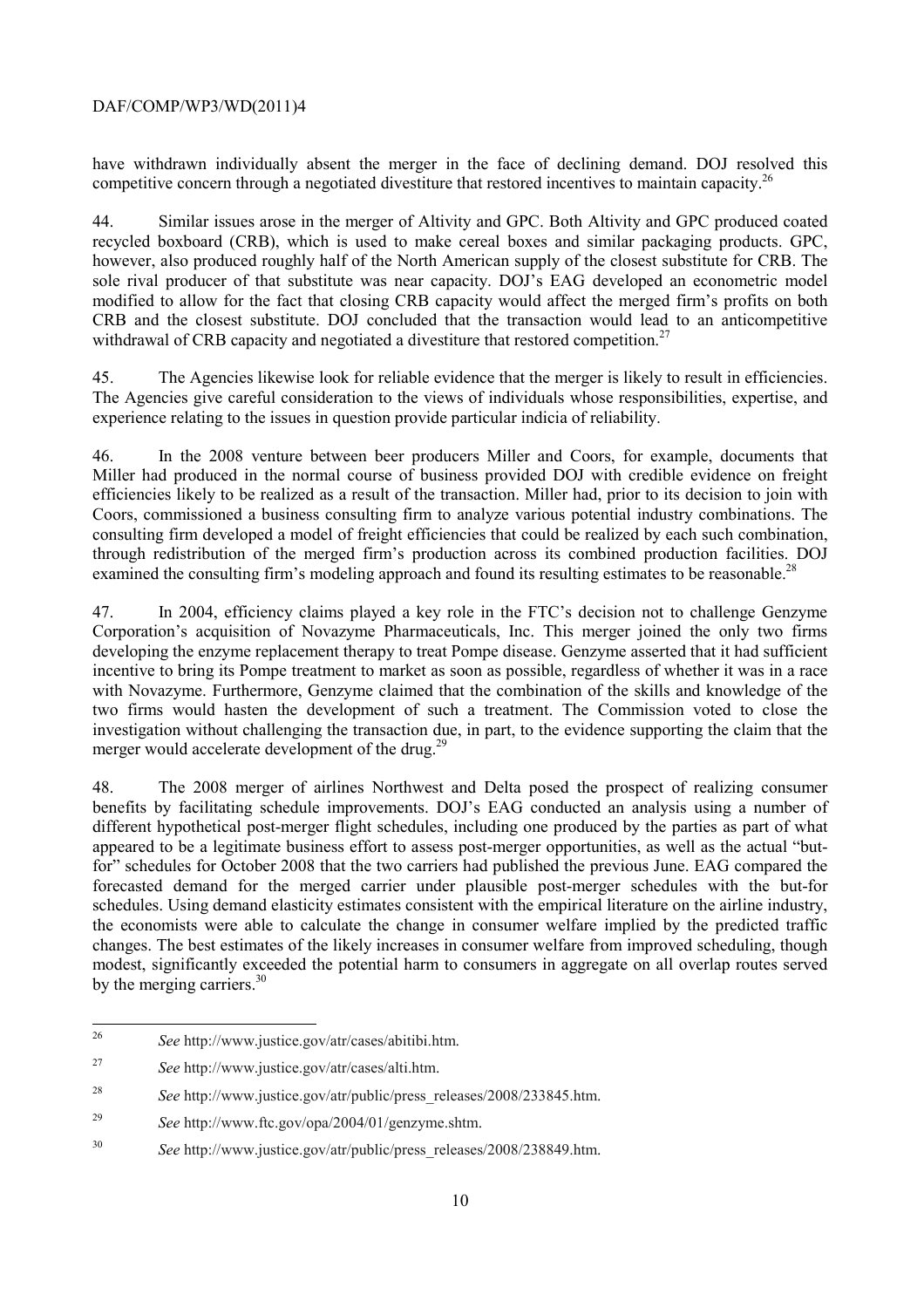have withdrawn individually absent the merger in the face of declining demand. DOJ resolved this competitive concern through a negotiated divestiture that restored incentives to maintain capacity.[26]

44. Similar issues arose in the merger of Altivity and GPC. Both Altivity and GPC produced coated recycled boxboard (CRB), which is used to make cereal boxes and similar packaging products. GPC, however, also produced roughly half of the North American supply of the closest substitute for CRB. The sole rival producer of that substitute was near capacity. DOJ's EAG developed an econometric model modified to allow for the fact that closing CRB capacity would affect the merged firm's profits on both CRB and the closest substitute. DOJ concluded that the transaction would lead to an anticompetitive withdrawal of CRB capacity and negotiated a divestiture that restored competition.[27]

45. The Agencies likewise look for reliable evidence that the merger is likely to result in efficiencies. The Agencies give careful consideration to the views of individuals whose responsibilities, expertise, and experience relating to the issues in question provide particular indicia of reliability.

46. In the 2008 venture between beer producers Miller and Coors, for example, documents that Miller had produced in the normal course of business provided DOJ with credible evidence on freight efficiencies likely to be realized as a result of the transaction. Miller had, prior to its decision to join with Coors, commissioned a business consulting firm to analyze various potential industry combinations. The consulting firm developed a model of freight efficiencies that could be realized by each such combination, through redistribution of the merged firm's production across its combined production facilities. DOJ examined the consulting firm's modeling approach and found its resulting estimates to be reasonable.[28]

47. In 2004, efficiency claims played a key role in the FTC's decision not to challenge Genzyme Corporation's acquisition of Novazyme Pharmaceuticals, Inc. This merger joined the only two firms developing the enzyme replacement therapy to treat Pompe disease. Genzyme asserted that it had sufficient incentive to bring its Pompe treatment to market as soon as possible, regardless of whether it was in a race with Novazyme. Furthermore, Genzyme claimed that the combination of the skills and knowledge of the two firms would hasten the development of such a treatment. The Commission voted to close the investigation without challenging the transaction due, in part, to the evidence supporting the claim that the merger would accelerate development of the drug.[29]

48. The 2008 merger of airlines Northwest and Delta posed the prospect of realizing consumer benefits by facilitating schedule improvements. DOJ's EAG conducted an analysis using a number of different hypothetical post-merger flight schedules, including one produced by the parties as part of what appeared to be a legitimate business effort to assess post-merger opportunities, as well as the actual "but-for" schedules for October 2008 that the two carriers had published the previous June. EAG compared the forecasted demand for the merged carrier under plausible post-merger schedules with the but-for schedules. Using demand elasticity estimates consistent with the empirical literature on the airline industry, the economists were able to calculate the change in consumer welfare implied by the predicted traffic changes. The best estimates of the likely increases in consumer welfare from improved scheduling, though modest, significantly exceeded the potential harm to consumers in aggregate on all overlap routes served by the merging carriers.[30]

---

[26] *See* http://www.justice.gov/atr/cases/abitibi.htm.

[27] *See* http://www.justice.gov/atr/cases/alti.htm.

[28] *See* http://www.justice.gov/atr/public/press_releases/2008/233845.htm.

[29] *See* http://www.ftc.gov/opa/2004/01/genzyme.shtm.

[30] *See* http://www.justice.gov/atr/public/press_releases/2008/238849.htm.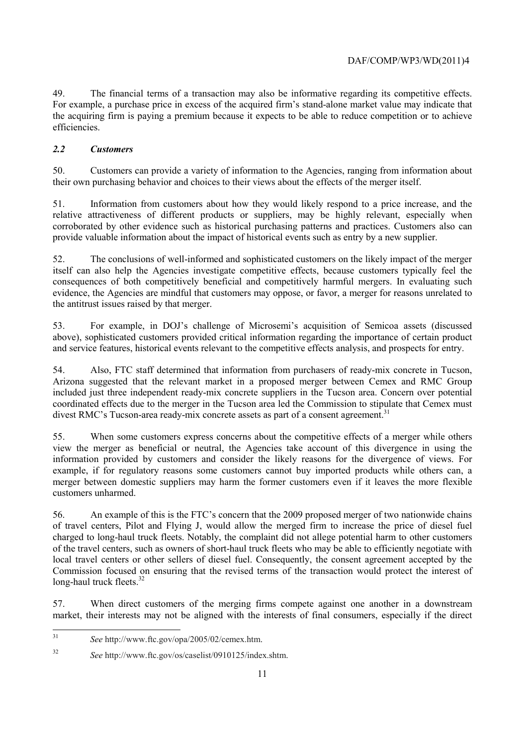49. The financial terms of a transaction may also be informative regarding its competitive effects. For example, a purchase price in excess of the acquired firm's stand-alone market value may indicate that the acquiring firm is paying a premium because it expects to be able to reduce competition or to achieve efficiencies.

### *2.2 Customers*

50. Customers can provide a variety of information to the Agencies, ranging from information about their own purchasing behavior and choices to their views about the effects of the merger itself.

51. Information from customers about how they would likely respond to a price increase, and the relative attractiveness of different products or suppliers, may be highly relevant, especially when corroborated by other evidence such as historical purchasing patterns and practices. Customers also can provide valuable information about the impact of historical events such as entry by a new supplier.

52. The conclusions of well-informed and sophisticated customers on the likely impact of the merger itself can also help the Agencies investigate competitive effects, because customers typically feel the consequences of both competitively beneficial and competitively harmful mergers. In evaluating such evidence, the Agencies are mindful that customers may oppose, or favor, a merger for reasons unrelated to the antitrust issues raised by that merger.

53. For example, in DOJ's challenge of Microsemi's acquisition of Semicoa assets (discussed above), sophisticated customers provided critical information regarding the importance of certain product and service features, historical events relevant to the competitive effects analysis, and prospects for entry.

54. Also, FTC staff determined that information from purchasers of ready-mix concrete in Tucson, Arizona suggested that the relevant market in a proposed merger between Cemex and RMC Group included just three independent ready-mix concrete suppliers in the Tucson area. Concern over potential coordinated effects due to the merger in the Tucson area led the Commission to stipulate that Cemex must divest RMC's Tucson-area ready-mix concrete assets as part of a consent agreement.[31]

55. When some customers express concerns about the competitive effects of a merger while others view the merger as beneficial or neutral, the Agencies take account of this divergence in using the information provided by customers and consider the likely reasons for the divergence of views. For example, if for regulatory reasons some customers cannot buy imported products while others can, a merger between domestic suppliers may harm the former customers even if it leaves the more flexible customers unharmed.

56. An example of this is the FTC's concern that the 2009 proposed merger of two nationwide chains of travel centers, Pilot and Flying J, would allow the merged firm to increase the price of diesel fuel charged to long-haul truck fleets. Notably, the complaint did not allege potential harm to other customers of the travel centers, such as owners of short-haul truck fleets who may be able to efficiently negotiate with local travel centers or other sellers of diesel fuel. Consequently, the consent agreement accepted by the Commission focused on ensuring that the revised terms of the transaction would protect the interest of long-haul truck fleets.[32]

57. When direct customers of the merging firms compete against one another in a downstream market, their interests may not be aligned with the interests of final consumers, especially if the direct

---

[31] *See* http://www.ftc.gov/opa/2005/02/cemex.htm.

[32] *See* http://www.ftc.gov/os/caselist/0910125/index.shtm.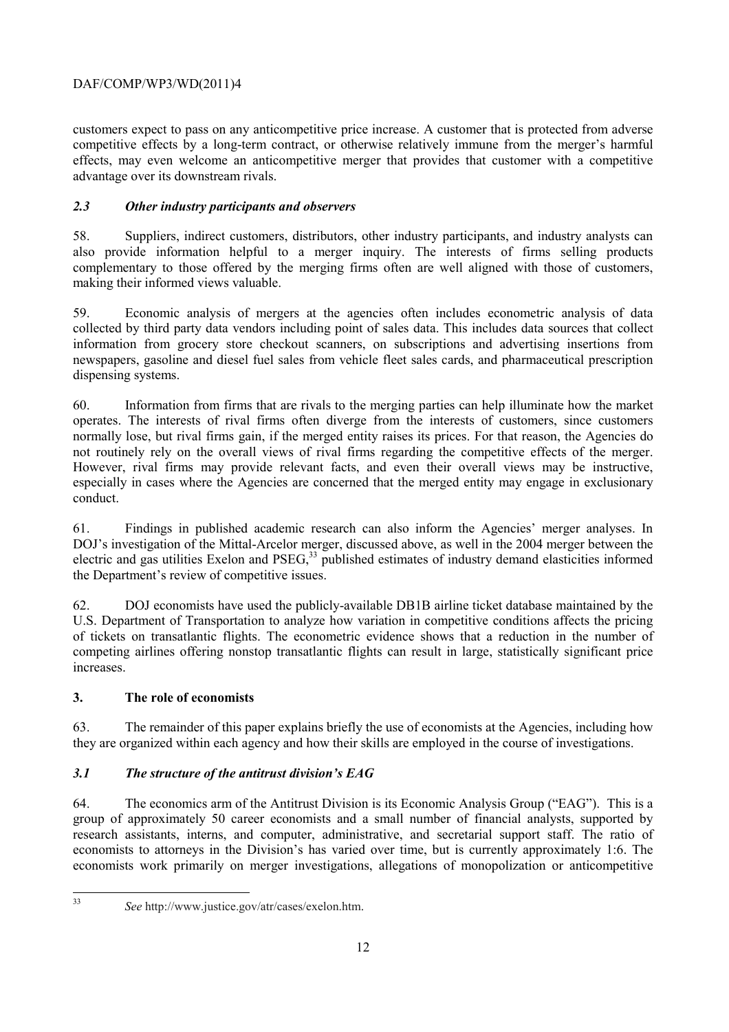customers expect to pass on any anticompetitive price increase. A customer that is protected from adverse competitive effects by a long-term contract, or otherwise relatively immune from the merger's harmful effects, may even welcome an anticompetitive merger that provides that customer with a competitive advantage over its downstream rivals.

### *2.3 Other industry participants and observers*

58. Suppliers, indirect customers, distributors, other industry participants, and industry analysts can also provide information helpful to a merger inquiry. The interests of firms selling products complementary to those offered by the merging firms often are well aligned with those of customers, making their informed views valuable.

59. Economic analysis of mergers at the agencies often includes econometric analysis of data collected by third party data vendors including point of sales data. This includes data sources that collect information from grocery store checkout scanners, on subscriptions and advertising insertions from newspapers, gasoline and diesel fuel sales from vehicle fleet sales cards, and pharmaceutical prescription dispensing systems.

60. Information from firms that are rivals to the merging parties can help illuminate how the market operates. The interests of rival firms often diverge from the interests of customers, since customers normally lose, but rival firms gain, if the merged entity raises its prices. For that reason, the Agencies do not routinely rely on the overall views of rival firms regarding the competitive effects of the merger. However, rival firms may provide relevant facts, and even their overall views may be instructive, especially in cases where the Agencies are concerned that the merged entity may engage in exclusionary conduct.

61. Findings in published academic research can also inform the Agencies' merger analyses. In DOJ's investigation of the Mittal-Arcelor merger, discussed above, as well in the 2004 merger between the electric and gas utilities Exelon and PSEG,[33] published estimates of industry demand elasticities informed the Department's review of competitive issues.

62. DOJ economists have used the publicly-available DB1B airline ticket database maintained by the U.S. Department of Transportation to analyze how variation in competitive conditions affects the pricing of tickets on transatlantic flights. The econometric evidence shows that a reduction in the number of competing airlines offering nonstop transatlantic flights can result in large, statistically significant price increases.

## 3. The role of economists

63. The remainder of this paper explains briefly the use of economists at the Agencies, including how they are organized within each agency and how their skills are employed in the course of investigations.

### *3.1 The structure of the antitrust division's EAG*

64. The economics arm of the Antitrust Division is its Economic Analysis Group ("EAG"). This is a group of approximately 50 career economists and a small number of financial analysts, supported by research assistants, interns, and computer, administrative, and secretarial support staff. The ratio of economists to attorneys in the Division's has varied over time, but is currently approximately 1:6. The economists work primarily on merger investigations, allegations of monopolization or anticompetitive

---

[33] *See* http://www.justice.gov/atr/cases/exelon.htm.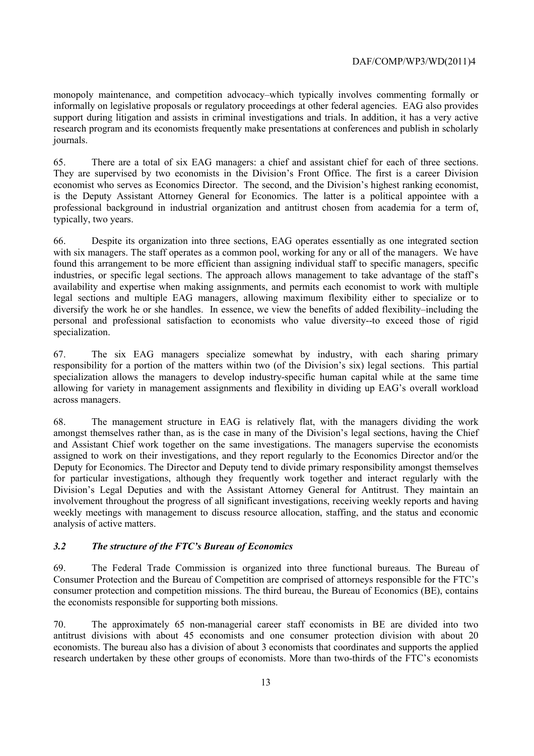monopoly maintenance, and competition advocacy–which typically involves commenting formally or informally on legislative proposals or regulatory proceedings at other federal agencies. EAG also provides support during litigation and assists in criminal investigations and trials. In addition, it has a very active research program and its economists frequently make presentations at conferences and publish in scholarly journals.

65. There are a total of six EAG managers: a chief and assistant chief for each of three sections. They are supervised by two economists in the Division's Front Office. The first is a career Division economist who serves as Economics Director. The second, and the Division's highest ranking economist, is the Deputy Assistant Attorney General for Economics. The latter is a political appointee with a professional background in industrial organization and antitrust chosen from academia for a term of, typically, two years.

66. Despite its organization into three sections, EAG operates essentially as one integrated section with six managers. The staff operates as a common pool, working for any or all of the managers. We have found this arrangement to be more efficient than assigning individual staff to specific managers, specific industries, or specific legal sections. The approach allows management to take advantage of the staff's availability and expertise when making assignments, and permits each economist to work with multiple legal sections and multiple EAG managers, allowing maximum flexibility either to specialize or to diversify the work he or she handles. In essence, we view the benefits of added flexibility–including the personal and professional satisfaction to economists who value diversity--to exceed those of rigid specialization.

67. The six EAG managers specialize somewhat by industry, with each sharing primary responsibility for a portion of the matters within two (of the Division's six) legal sections. This partial specialization allows the managers to develop industry-specific human capital while at the same time allowing for variety in management assignments and flexibility in dividing up EAG's overall workload across managers.

68. The management structure in EAG is relatively flat, with the managers dividing the work amongst themselves rather than, as is the case in many of the Division's legal sections, having the Chief and Assistant Chief work together on the same investigations. The managers supervise the economists assigned to work on their investigations, and they report regularly to the Economics Director and/or the Deputy for Economics. The Director and Deputy tend to divide primary responsibility amongst themselves for particular investigations, although they frequently work together and interact regularly with the Division's Legal Deputies and with the Assistant Attorney General for Antitrust. They maintain an involvement throughout the progress of all significant investigations, receiving weekly reports and having weekly meetings with management to discuss resource allocation, staffing, and the status and economic analysis of active matters.

### *3.2 The structure of the FTC's Bureau of Economics*

69. The Federal Trade Commission is organized into three functional bureaus. The Bureau of Consumer Protection and the Bureau of Competition are comprised of attorneys responsible for the FTC's consumer protection and competition missions. The third bureau, the Bureau of Economics (BE), contains the economists responsible for supporting both missions.

70. The approximately 65 non-managerial career staff economists in BE are divided into two antitrust divisions with about 45 economists and one consumer protection division with about 20 economists. The bureau also has a division of about 3 economists that coordinates and supports the applied research undertaken by these other groups of economists. More than two-thirds of the FTC's economists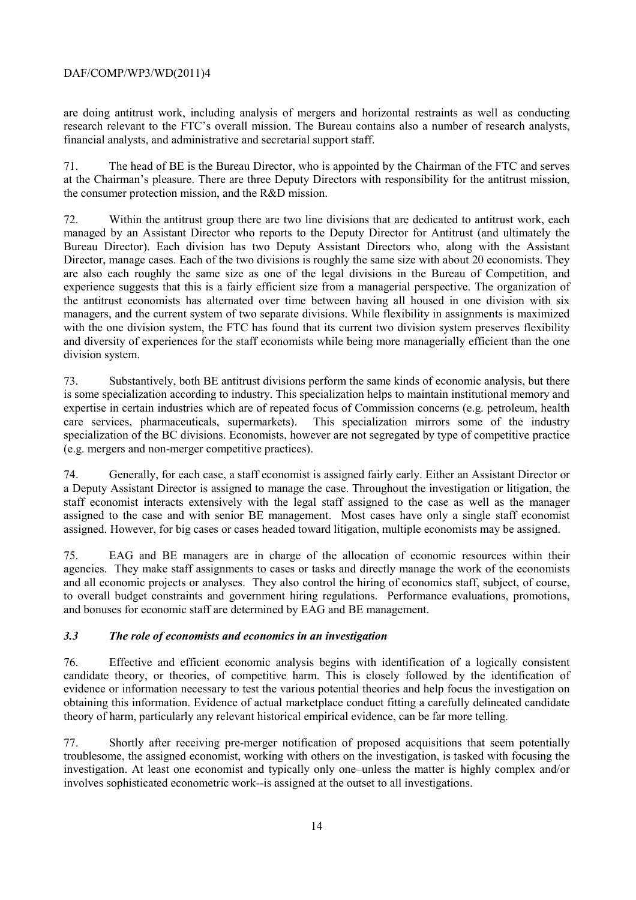are doing antitrust work, including analysis of mergers and horizontal restraints as well as conducting research relevant to the FTC's overall mission. The Bureau contains also a number of research analysts, financial analysts, and administrative and secretarial support staff.

71. The head of BE is the Bureau Director, who is appointed by the Chairman of the FTC and serves at the Chairman's pleasure. There are three Deputy Directors with responsibility for the antitrust mission, the consumer protection mission, and the R&D mission.

72. Within the antitrust group there are two line divisions that are dedicated to antitrust work, each managed by an Assistant Director who reports to the Deputy Director for Antitrust (and ultimately the Bureau Director). Each division has two Deputy Assistant Directors who, along with the Assistant Director, manage cases. Each of the two divisions is roughly the same size with about 20 economists. They are also each roughly the same size as one of the legal divisions in the Bureau of Competition, and experience suggests that this is a fairly efficient size from a managerial perspective. The organization of the antitrust economists has alternated over time between having all housed in one division with six managers, and the current system of two separate divisions. While flexibility in assignments is maximized with the one division system, the FTC has found that its current two division system preserves flexibility and diversity of experiences for the staff economists while being more managerially efficient than the one division system.

73. Substantively, both BE antitrust divisions perform the same kinds of economic analysis, but there is some specialization according to industry. This specialization helps to maintain institutional memory and expertise in certain industries which are of repeated focus of Commission concerns (e.g. petroleum, health care services, pharmaceuticals, supermarkets). This specialization mirrors some of the industry specialization of the BC divisions. Economists, however are not segregated by type of competitive practice (e.g. mergers and non-merger competitive practices).

74. Generally, for each case, a staff economist is assigned fairly early. Either an Assistant Director or a Deputy Assistant Director is assigned to manage the case. Throughout the investigation or litigation, the staff economist interacts extensively with the legal staff assigned to the case as well as the manager assigned to the case and with senior BE management. Most cases have only a single staff economist assigned. However, for big cases or cases headed toward litigation, multiple economists may be assigned.

75. EAG and BE managers are in charge of the allocation of economic resources within their agencies. They make staff assignments to cases or tasks and directly manage the work of the economists and all economic projects or analyses. They also control the hiring of economics staff, subject, of course, to overall budget constraints and government hiring regulations. Performance evaluations, promotions, and bonuses for economic staff are determined by EAG and BE management.

### *3.3 The role of economists and economics in an investigation*

76. Effective and efficient economic analysis begins with identification of a logically consistent candidate theory, or theories, of competitive harm. This is closely followed by the identification of evidence or information necessary to test the various potential theories and help focus the investigation on obtaining this information. Evidence of actual marketplace conduct fitting a carefully delineated candidate theory of harm, particularly any relevant historical empirical evidence, can be far more telling.

77. Shortly after receiving pre-merger notification of proposed acquisitions that seem potentially troublesome, the assigned economist, working with others on the investigation, is tasked with focusing the investigation. At least one economist and typically only one–unless the matter is highly complex and/or involves sophisticated econometric work--is assigned at the outset to all investigations.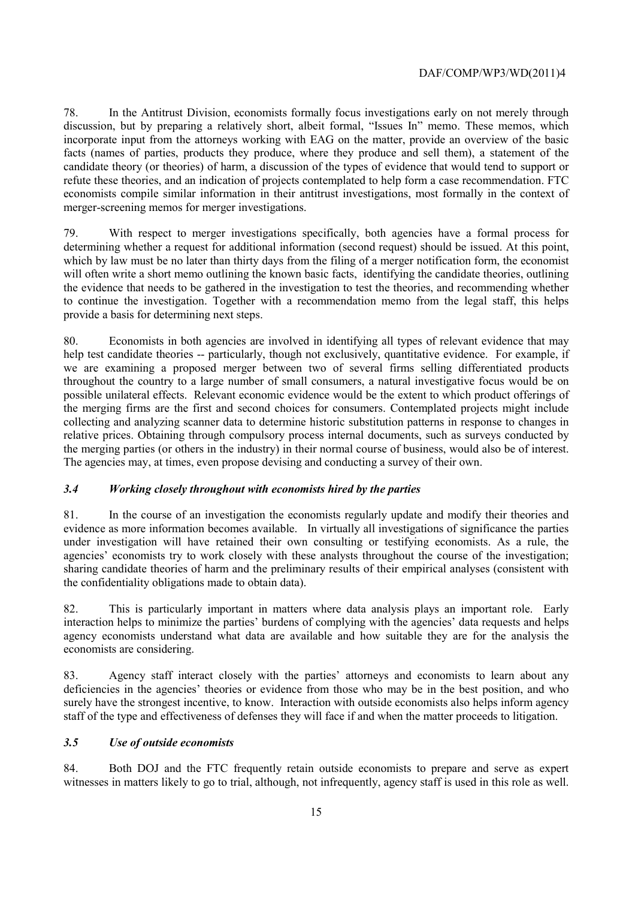78. In the Antitrust Division, economists formally focus investigations early on not merely through discussion, but by preparing a relatively short, albeit formal, "Issues In" memo. These memos, which incorporate input from the attorneys working with EAG on the matter, provide an overview of the basic facts (names of parties, products they produce, where they produce and sell them), a statement of the candidate theory (or theories) of harm, a discussion of the types of evidence that would tend to support or refute these theories, and an indication of projects contemplated to help form a case recommendation. FTC economists compile similar information in their antitrust investigations, most formally in the context of merger-screening memos for merger investigations.

79. With respect to merger investigations specifically, both agencies have a formal process for determining whether a request for additional information (second request) should be issued. At this point, which by law must be no later than thirty days from the filing of a merger notification form, the economist will often write a short memo outlining the known basic facts, identifying the candidate theories, outlining the evidence that needs to be gathered in the investigation to test the theories, and recommending whether to continue the investigation. Together with a recommendation memo from the legal staff, this helps provide a basis for determining next steps.

80. Economists in both agencies are involved in identifying all types of relevant evidence that may help test candidate theories -- particularly, though not exclusively, quantitative evidence. For example, if we are examining a proposed merger between two of several firms selling differentiated products throughout the country to a large number of small consumers, a natural investigative focus would be on possible unilateral effects. Relevant economic evidence would be the extent to which product offerings of the merging firms are the first and second choices for consumers. Contemplated projects might include collecting and analyzing scanner data to determine historic substitution patterns in response to changes in relative prices. Obtaining through compulsory process internal documents, such as surveys conducted by the merging parties (or others in the industry) in their normal course of business, would also be of interest. The agencies may, at times, even propose devising and conducting a survey of their own.

### *3.4 Working closely throughout with economists hired by the parties*

81. In the course of an investigation the economists regularly update and modify their theories and evidence as more information becomes available. In virtually all investigations of significance the parties under investigation will have retained their own consulting or testifying economists. As a rule, the agencies' economists try to work closely with these analysts throughout the course of the investigation; sharing candidate theories of harm and the preliminary results of their empirical analyses (consistent with the confidentiality obligations made to obtain data).

82. This is particularly important in matters where data analysis plays an important role. Early interaction helps to minimize the parties' burdens of complying with the agencies' data requests and helps agency economists understand what data are available and how suitable they are for the analysis the economists are considering.

83. Agency staff interact closely with the parties' attorneys and economists to learn about any deficiencies in the agencies' theories or evidence from those who may be in the best position, and who surely have the strongest incentive, to know. Interaction with outside economists also helps inform agency staff of the type and effectiveness of defenses they will face if and when the matter proceeds to litigation.

### *3.5 Use of outside economists*

84. Both DOJ and the FTC frequently retain outside economists to prepare and serve as expert witnesses in matters likely to go to trial, although, not infrequently, agency staff is used in this role as well.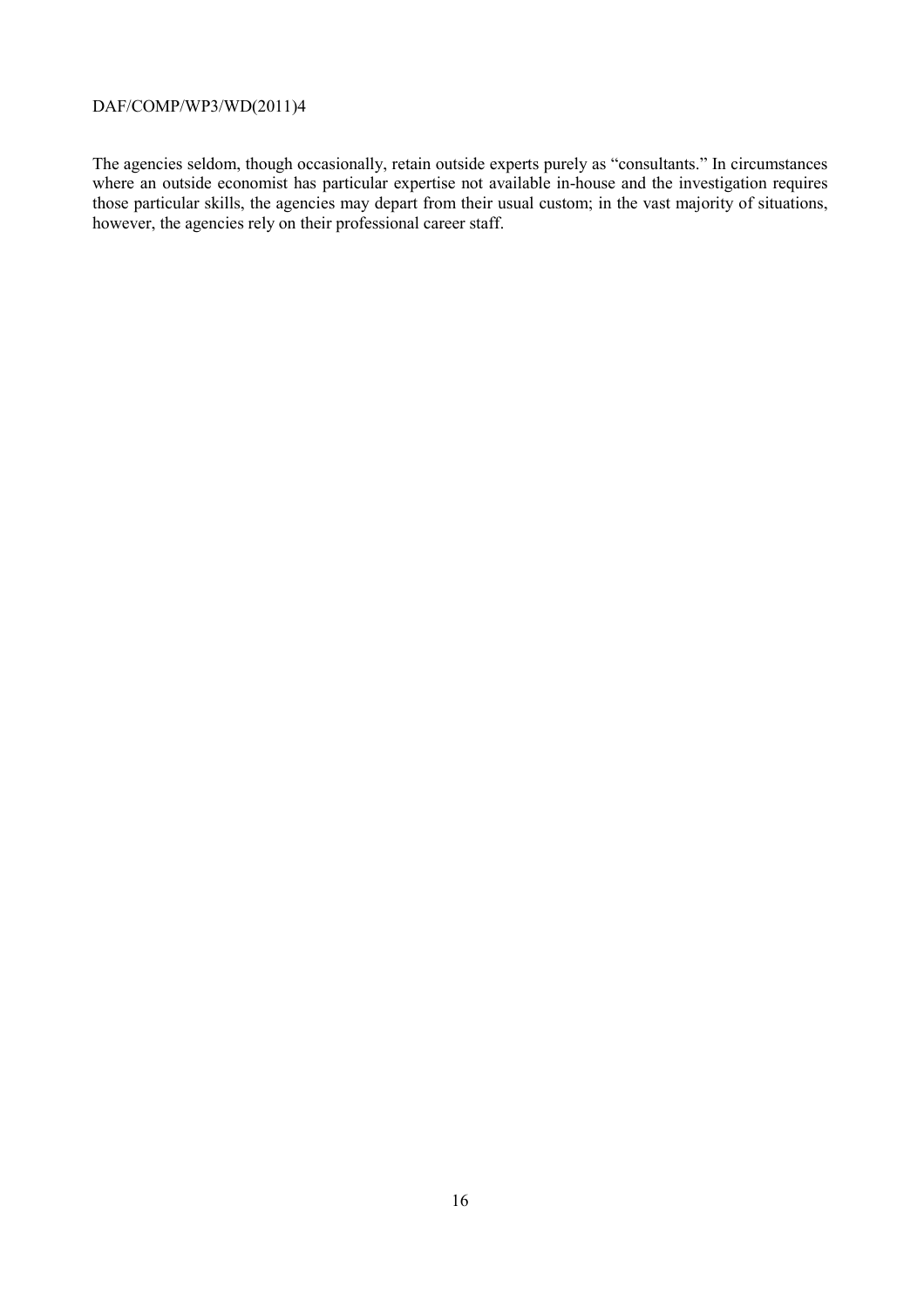The agencies seldom, though occasionally, retain outside experts purely as "consultants." In circumstances where an outside economist has particular expertise not available in-house and the investigation requires those particular skills, the agencies may depart from their usual custom; in the vast majority of situations, however, the agencies rely on their professional career staff.